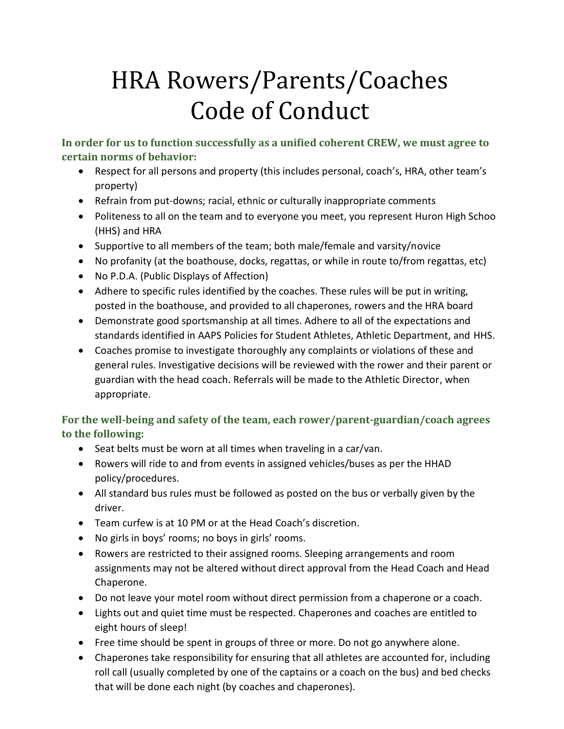# HRA Rowers/Parents/Coaches Code of Conduct

**In order for us to function successfully as a unified coherent CREW, we must agree to certain norms of behavior:**

- Respect for all persons and property (this includes personal, coach's, HRA, other team's property)
- Refrain from put-downs; racial, ethnic or culturally inappropriate comments
- Politeness to all on the team and to everyone you meet, you represent Huron High Schoo (HHS) and HRA
- Supportive to all members of the team; both male/female and varsity/novice
- No profanity (at the boathouse, docks, regattas, or while in route to/from regattas, etc)
- No P.D.A. (Public Displays of Affection)
- Adhere to specific rules identified by the coaches. These rules will be put in writing, posted in the boathouse, and provided to all chaperones, rowers and the HRA board
- Demonstrate good sportsmanship at all times. Adhere to all of the expectations and standards identified in AAPS Policies for Student Athletes, Athletic Department, and HHS.
- Coaches promise to investigate thoroughly any complaints or violations of these and general rules. Investigative decisions will be reviewed with the rower and their parent or guardian with the head coach. Referrals will be made to the Athletic Director, when appropriate.

**For the well-being and safety of the team, each rower/parent-guardian/coach agrees to the following:**

- Seat belts must be worn at all times when traveling in a car/van.
- Rowers will ride to and from events in assigned vehicles/buses as per the HHAD policy/procedures.
- All standard bus rules must be followed as posted on the bus or verbally given by the driver.
- Team curfew is at 10 PM or at the Head Coach's discretion.
- No girls in boys' rooms; no boys in girls' rooms.
- Rowers are restricted to their assigned rooms. Sleeping arrangements and room assignments may not be altered without direct approval from the Head Coach and Head Chaperone.
- Do not leave your motel room without direct permission from a chaperone or a coach.
- Lights out and quiet time must be respected. Chaperones and coaches are entitled to eight hours of sleep!
- Free time should be spent in groups of three or more. Do not go anywhere alone.
- Chaperones take responsibility for ensuring that all athletes are accounted for, including roll call (usually completed by one of the captains or a coach on the bus) and bed checks that will be done each night (by coaches and chaperones).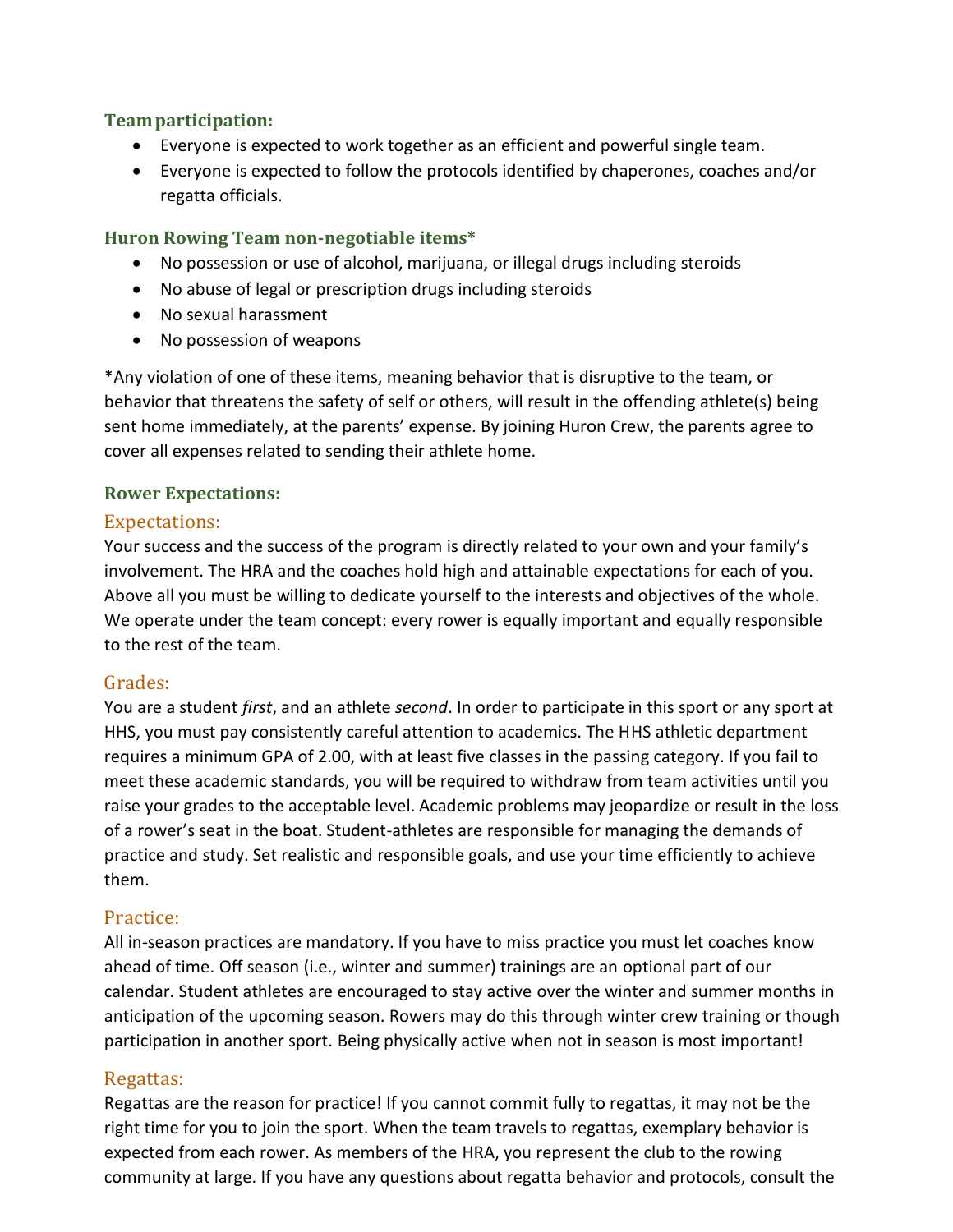### Team participation:

- Everyone is expected to work together as an efficient and powerful single team.
- Everyone is expected to follow the protocols identified by chaperones, coaches and/or regatta officials.

### Huron Rowing Team non-negotiable items*

- No possession or use of alcohol, marijuana, or illegal drugs including steroids
- No abuse of legal or prescription drugs including steroids
- No sexual harassment
- No possession of weapons

*Any violation of one of these items, meaning behavior that is disruptive to the team, or behavior that threatens the safety of self or others, will result in the offending athlete(s) being sent home immediately, at the parents' expense. By joining Huron Crew, the parents agree to cover all expenses related to sending their athlete home.

### Rower Expectations:

#### Expectations:

Your success and the success of the program is directly related to your own and your family's involvement. The HRA and the coaches hold high and attainable expectations for each of you. Above all you must be willing to dedicate yourself to the interests and objectives of the whole. We operate under the team concept: every rower is equally important and equally responsible to the rest of the team.

#### Grades:

You are a student *first*, and an athlete *second*. In order to participate in this sport or any sport at HHS, you must pay consistently careful attention to academics. The HHS athletic department requires a minimum GPA of 2.00, with at least five classes in the passing category. If you fail to meet these academic standards, you will be required to withdraw from team activities until you raise your grades to the acceptable level. Academic problems may jeopardize or result in the loss of a rower's seat in the boat. Student-athletes are responsible for managing the demands of practice and study. Set realistic and responsible goals, and use your time efficiently to achieve them.

#### Practice:

All in-season practices are mandatory. If you have to miss practice you must let coaches know ahead of time. Off season (i.e., winter and summer) trainings are an optional part of our calendar. Student athletes are encouraged to stay active over the winter and summer months in anticipation of the upcoming season. Rowers may do this through winter crew training or though participation in another sport. Being physically active when not in season is most important!

#### Regattas:

Regattas are the reason for practice! If you cannot commit fully to regattas, it may not be the right time for you to join the sport. When the team travels to regattas, exemplary behavior is expected from each rower. As members of the HRA, you represent the club to the rowing community at large. If you have any questions about regatta behavior and protocols, consult the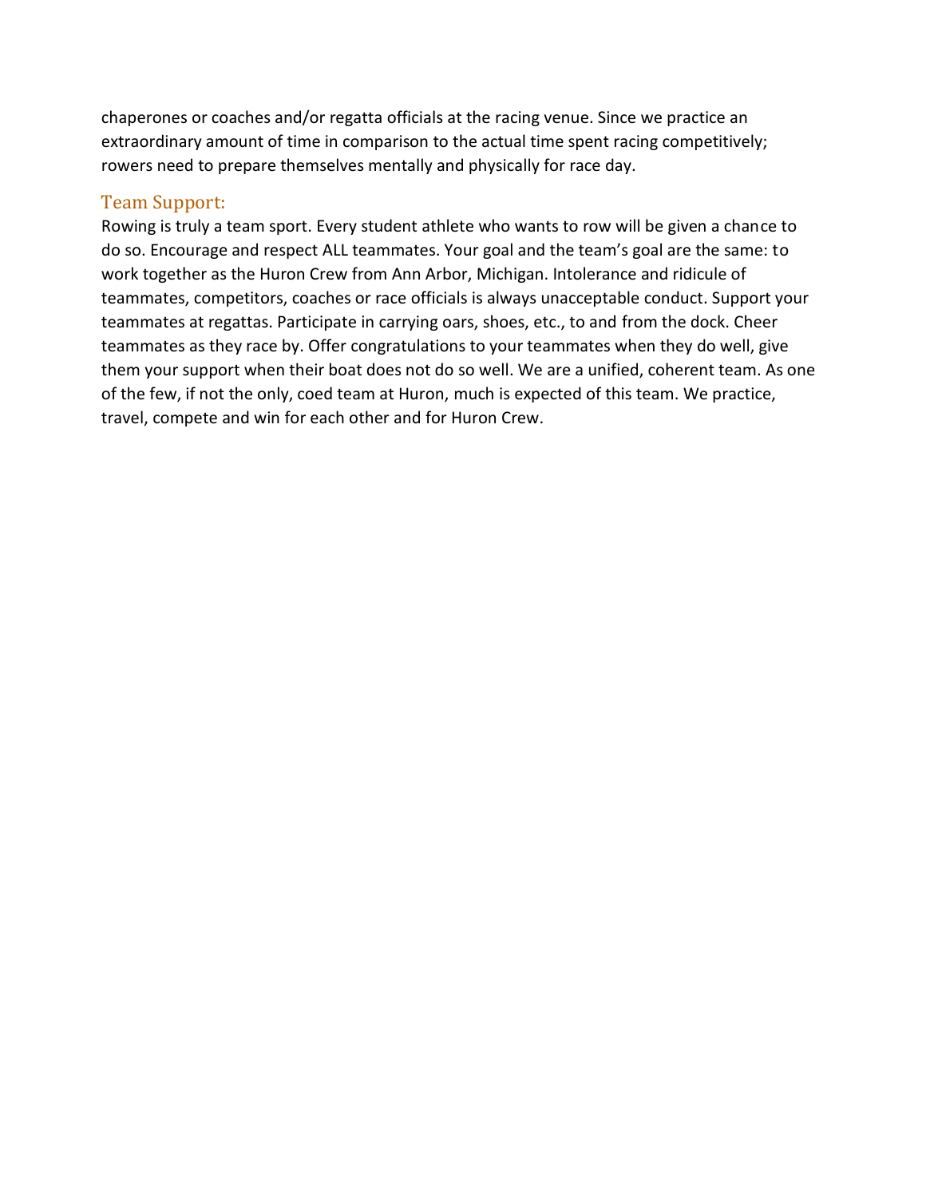chaperones or coaches and/or regatta officials at the racing venue. Since we practice an extraordinary amount of time in comparison to the actual time spent racing competitively; rowers need to prepare themselves mentally and physically for race day.

## Team Support:

Rowing is truly a team sport. Every student athlete who wants to row will be given a chance to do so. Encourage and respect ALL teammates. Your goal and the team's goal are the same: to work together as the Huron Crew from Ann Arbor, Michigan. Intolerance and ridicule of teammates, competitors, coaches or race officials is always unacceptable conduct. Support your teammates at regattas. Participate in carrying oars, shoes, etc., to and from the dock. Cheer teammates as they race by. Offer congratulations to your teammates when they do well, give them your support when their boat does not do so well. We are a unified, coherent team. As one of the few, if not the only, coed team at Huron, much is expected of this team. We practice, travel, compete and win for each other and for Huron Crew.